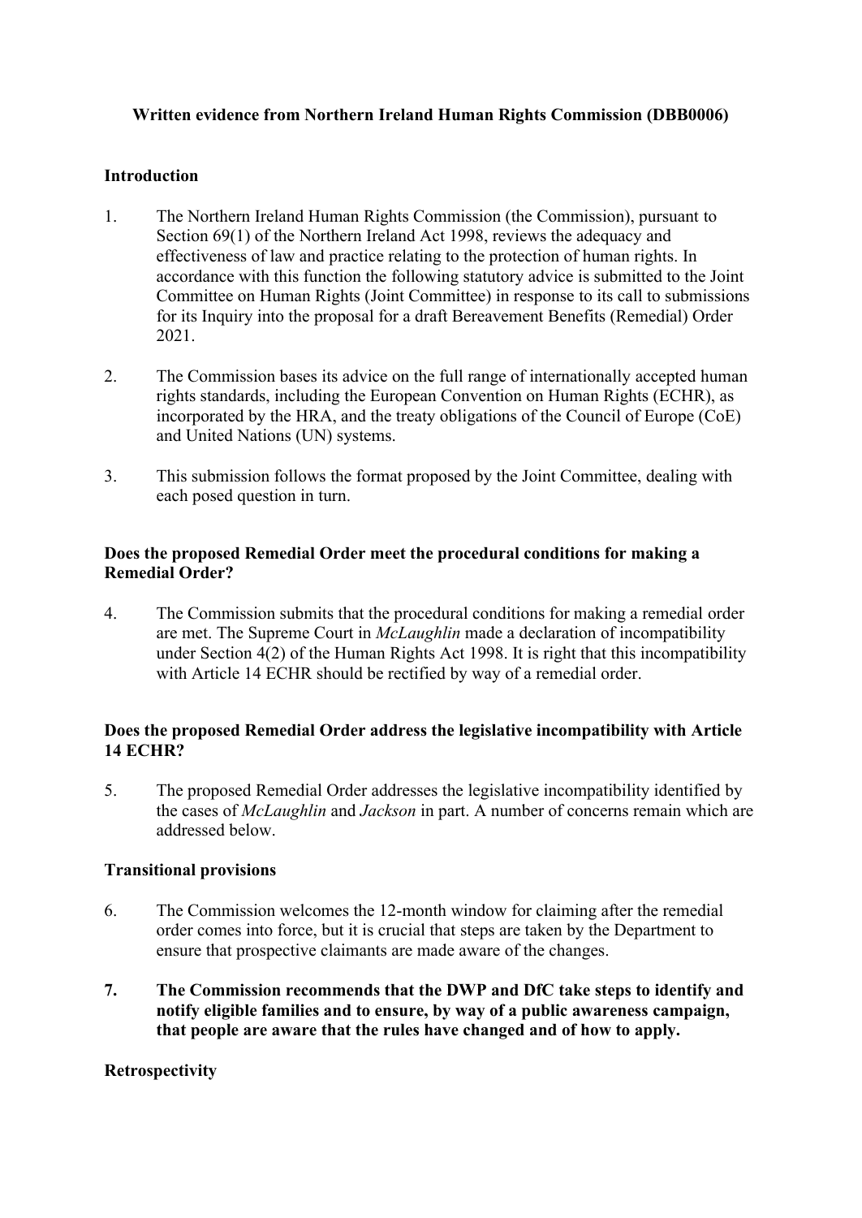**Written evidence from Northern Ireland Human Rights Commission (DBB0006)**

## Introduction

1. The Northern Ireland Human Rights Commission (the Commission), pursuant to Section 69(1) of the Northern Ireland Act 1998, reviews the adequacy and effectiveness of law and practice relating to the protection of human rights. In accordance with this function the following statutory advice is submitted to the Joint Committee on Human Rights (Joint Committee) in response to its call to submissions for its Inquiry into the proposal for a draft Bereavement Benefits (Remedial) Order 2021.

2. The Commission bases its advice on the full range of internationally accepted human rights standards, including the European Convention on Human Rights (ECHR), as incorporated by the HRA, and the treaty obligations of the Council of Europe (CoE) and United Nations (UN) systems.

3. This submission follows the format proposed by the Joint Committee, dealing with each posed question in turn.

## Does the proposed Remedial Order meet the procedural conditions for making a Remedial Order?

4. The Commission submits that the procedural conditions for making a remedial order are met. The Supreme Court in *McLaughlin* made a declaration of incompatibility under Section 4(2) of the Human Rights Act 1998. It is right that this incompatibility with Article 14 ECHR should be rectified by way of a remedial order.

## Does the proposed Remedial Order address the legislative incompatibility with Article 14 ECHR?

5. The proposed Remedial Order addresses the legislative incompatibility identified by the cases of *McLaughlin* and *Jackson* in part. A number of concerns remain which are addressed below.

### Transitional provisions

6. The Commission welcomes the 12-month window for claiming after the remedial order comes into force, but it is crucial that steps are taken by the Department to ensure that prospective claimants are made aware of the changes.

7. **The Commission recommends that the DWP and DfC take steps to identify and notify eligible families and to ensure, by way of a public awareness campaign, that people are aware that the rules have changed and of how to apply.**

### Retrospectivity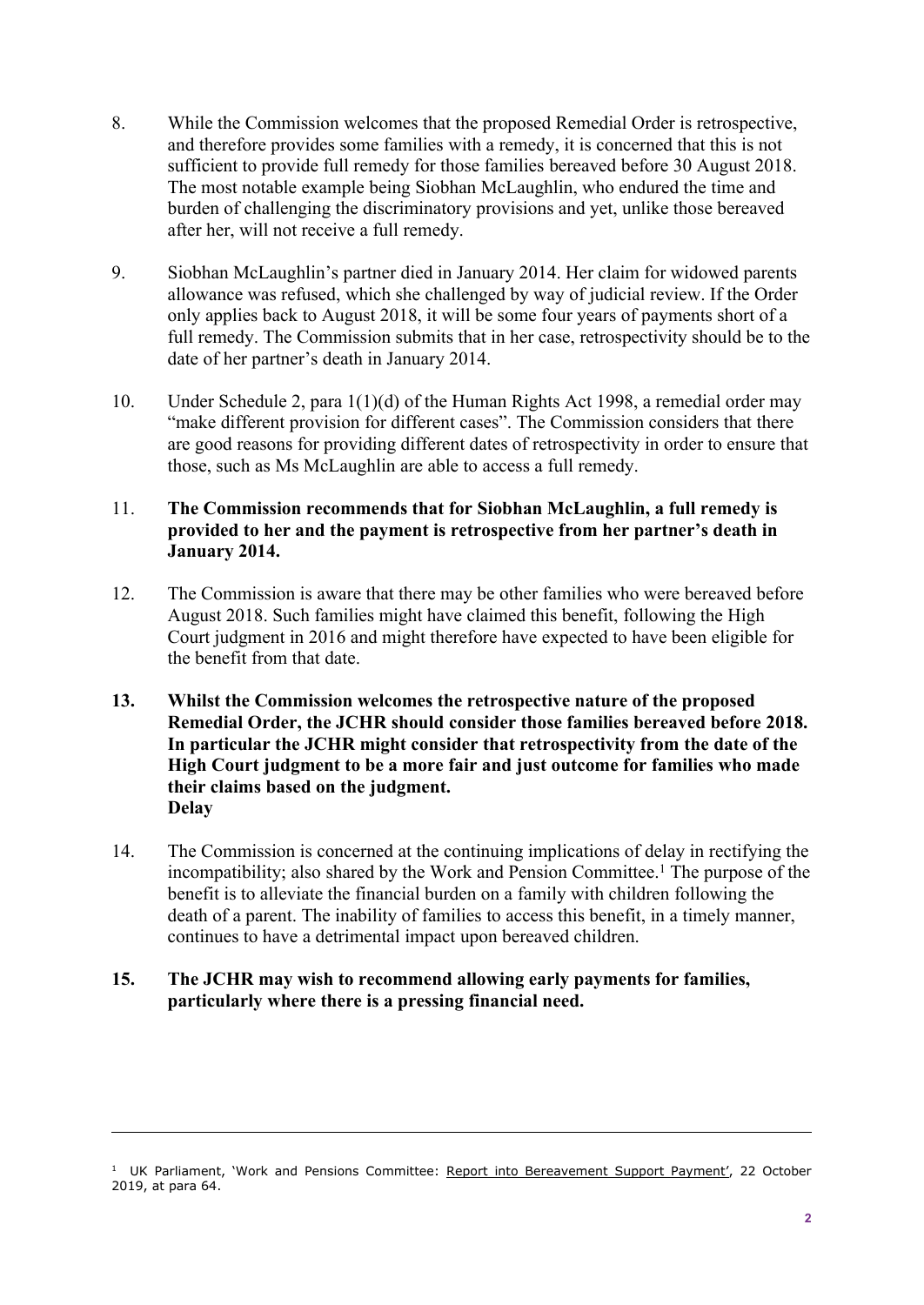8. While the Commission welcomes that the proposed Remedial Order is retrospective, and therefore provides some families with a remedy, it is concerned that this is not sufficient to provide full remedy for those families bereaved before 30 August 2018. The most notable example being Siobhan McLaughlin, who endured the time and burden of challenging the discriminatory provisions and yet, unlike those bereaved after her, will not receive a full remedy.

9. Siobhan McLaughlin's partner died in January 2014. Her claim for widowed parents allowance was refused, which she challenged by way of judicial review. If the Order only applies back to August 2018, it will be some four years of payments short of a full remedy. The Commission submits that in her case, retrospectivity should be to the date of her partner's death in January 2014.

10. Under Schedule 2, para 1(1)(d) of the Human Rights Act 1998, a remedial order may "make different provision for different cases". The Commission considers that there are good reasons for providing different dates of retrospectivity in order to ensure that those, such as Ms McLaughlin are able to access a full remedy.

11. **The Commission recommends that for Siobhan McLaughlin, a full remedy is provided to her and the payment is retrospective from her partner's death in January 2014.**

12. The Commission is aware that there may be other families who were bereaved before August 2018. Such families might have claimed this benefit, following the High Court judgment in 2016 and might therefore have expected to have been eligible for the benefit from that date.

13. **Whilst the Commission welcomes the retrospective nature of the proposed Remedial Order, the JCHR should consider those families bereaved before 2018. In particular the JCHR might consider that retrospectivity from the date of the High Court judgment to be a more fair and just outcome for families who made their claims based on the judgment.**

**Delay**

14. The Commission is concerned at the continuing implications of delay in rectifying the incompatibility; also shared by the Work and Pension Committee.[1] The purpose of the benefit is to alleviate the financial burden on a family with children following the death of a parent. The inability of families to access this benefit, in a timely manner, continues to have a detrimental impact upon bereaved children.

15. **The JCHR may wish to recommend allowing early payments for families, particularly where there is a pressing financial need.**

---

[1] UK Parliament, 'Work and Pensions Committee: Report into Bereavement Support Payment', 22 October 2019, at para 64.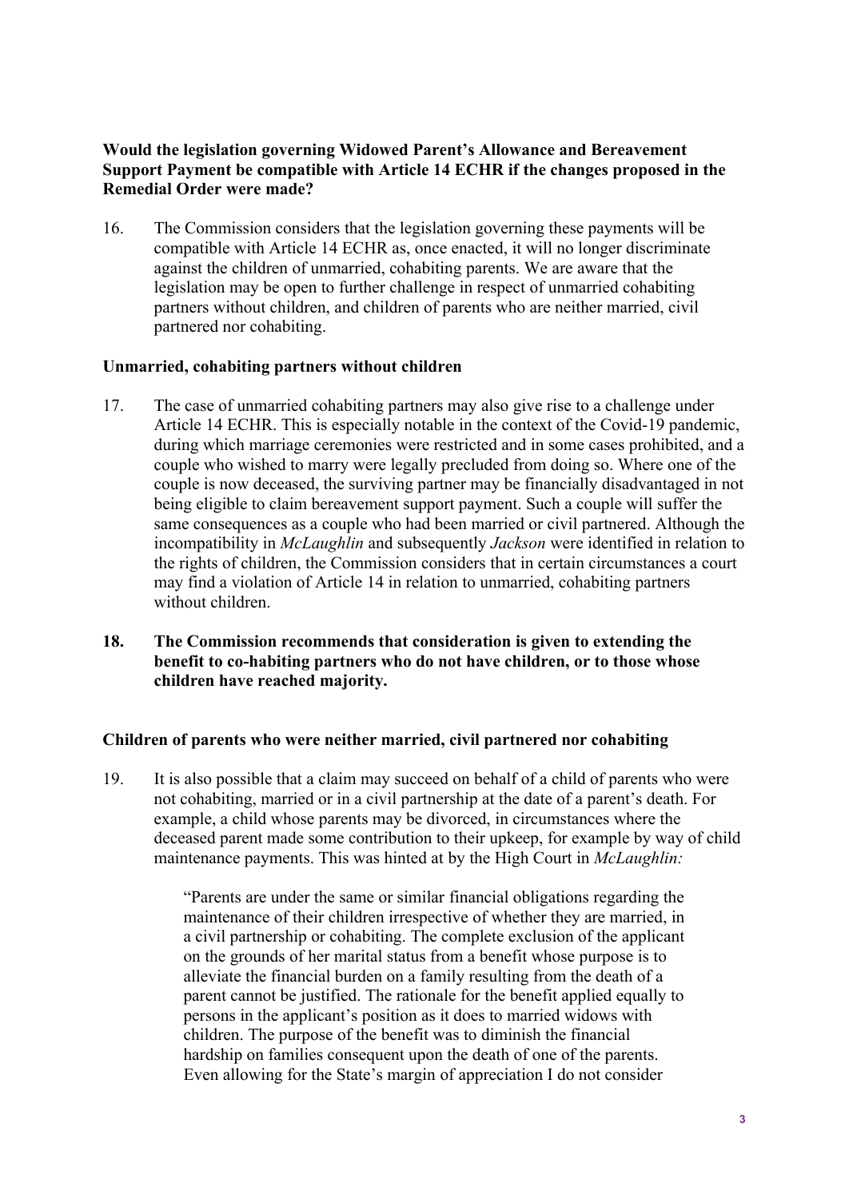**Would the legislation governing Widowed Parent's Allowance and Bereavement Support Payment be compatible with Article 14 ECHR if the changes proposed in the Remedial Order were made?**

16. The Commission considers that the legislation governing these payments will be compatible with Article 14 ECHR as, once enacted, it will no longer discriminate against the children of unmarried, cohabiting parents. We are aware that the legislation may be open to further challenge in respect of unmarried cohabiting partners without children, and children of parents who are neither married, civil partnered nor cohabiting.

**Unmarried, cohabiting partners without children**

17. The case of unmarried cohabiting partners may also give rise to a challenge under Article 14 ECHR. This is especially notable in the context of the Covid-19 pandemic, during which marriage ceremonies were restricted and in some cases prohibited, and a couple who wished to marry were legally precluded from doing so. Where one of the couple is now deceased, the surviving partner may be financially disadvantaged in not being eligible to claim bereavement support payment. Such a couple will suffer the same consequences as a couple who had been married or civil partnered. Although the incompatibility in *McLaughlin* and subsequently *Jackson* were identified in relation to the rights of children, the Commission considers that in certain circumstances a court may find a violation of Article 14 in relation to unmarried, cohabiting partners without children.

**18. The Commission recommends that consideration is given to extending the benefit to co-habiting partners who do not have children, or to those whose children have reached majority.**

**Children of parents who were neither married, civil partnered nor cohabiting**

19. It is also possible that a claim may succeed on behalf of a child of parents who were not cohabiting, married or in a civil partnership at the date of a parent's death. For example, a child whose parents may be divorced, in circumstances where the deceased parent made some contribution to their upkeep, for example by way of child maintenance payments. This was hinted at by the High Court in *McLaughlin:*

> "Parents are under the same or similar financial obligations regarding the maintenance of their children irrespective of whether they are married, in a civil partnership or cohabiting. The complete exclusion of the applicant on the grounds of her marital status from a benefit whose purpose is to alleviate the financial burden on a family resulting from the death of a parent cannot be justified. The rationale for the benefit applied equally to persons in the applicant's position as it does to married widows with children. The purpose of the benefit was to diminish the financial hardship on families consequent upon the death of one of the parents. Even allowing for the State's margin of appreciation I do not consider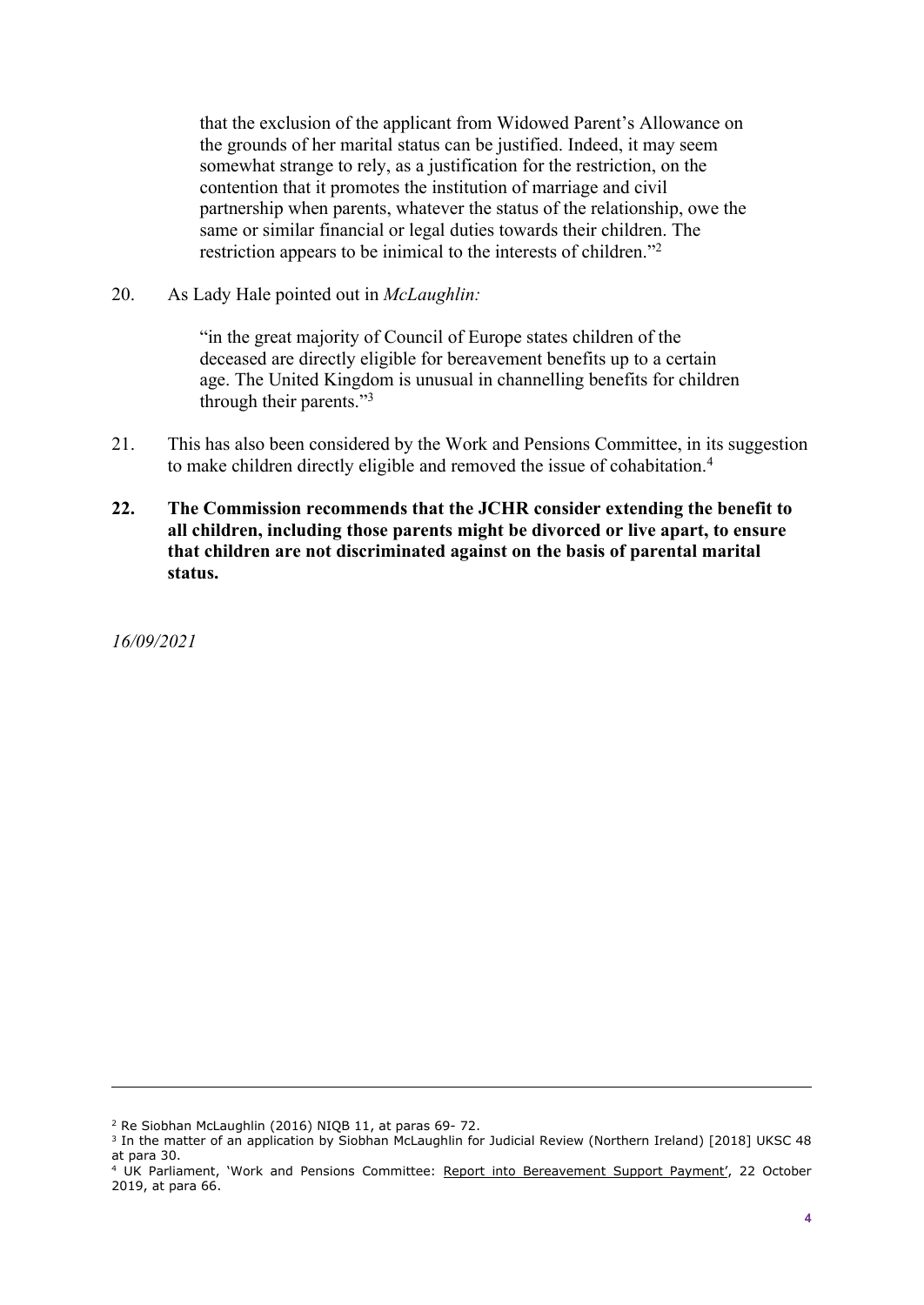that the exclusion of the applicant from Widowed Parent's Allowance on the grounds of her marital status can be justified. Indeed, it may seem somewhat strange to rely, as a justification for the restriction, on the contention that it promotes the institution of marriage and civil partnership when parents, whatever the status of the relationship, owe the same or similar financial or legal duties towards their children. The restriction appears to be inimical to the interests of children."[2]

20. As Lady Hale pointed out in *McLaughlin:*

> "in the great majority of Council of Europe states children of the deceased are directly eligible for bereavement benefits up to a certain age. The United Kingdom is unusual in channelling benefits for children through their parents."[3]

21. This has also been considered by the Work and Pensions Committee, in its suggestion to make children directly eligible and removed the issue of cohabitation.[4]

**22. The Commission recommends that the JCHR consider extending the benefit to all children, including those parents might be divorced or live apart, to ensure that children are not discriminated against on the basis of parental marital status.**

*16/09/2021*

---

[2] Re Siobhan McLaughlin (2016) NIQB 11, at paras 69- 72.

[3] In the matter of an application by Siobhan McLaughlin for Judicial Review (Northern Ireland) [2018] UKSC 48 at para 30.

[4] UK Parliament, 'Work and Pensions Committee: Report into Bereavement Support Payment', 22 October 2019, at para 66.